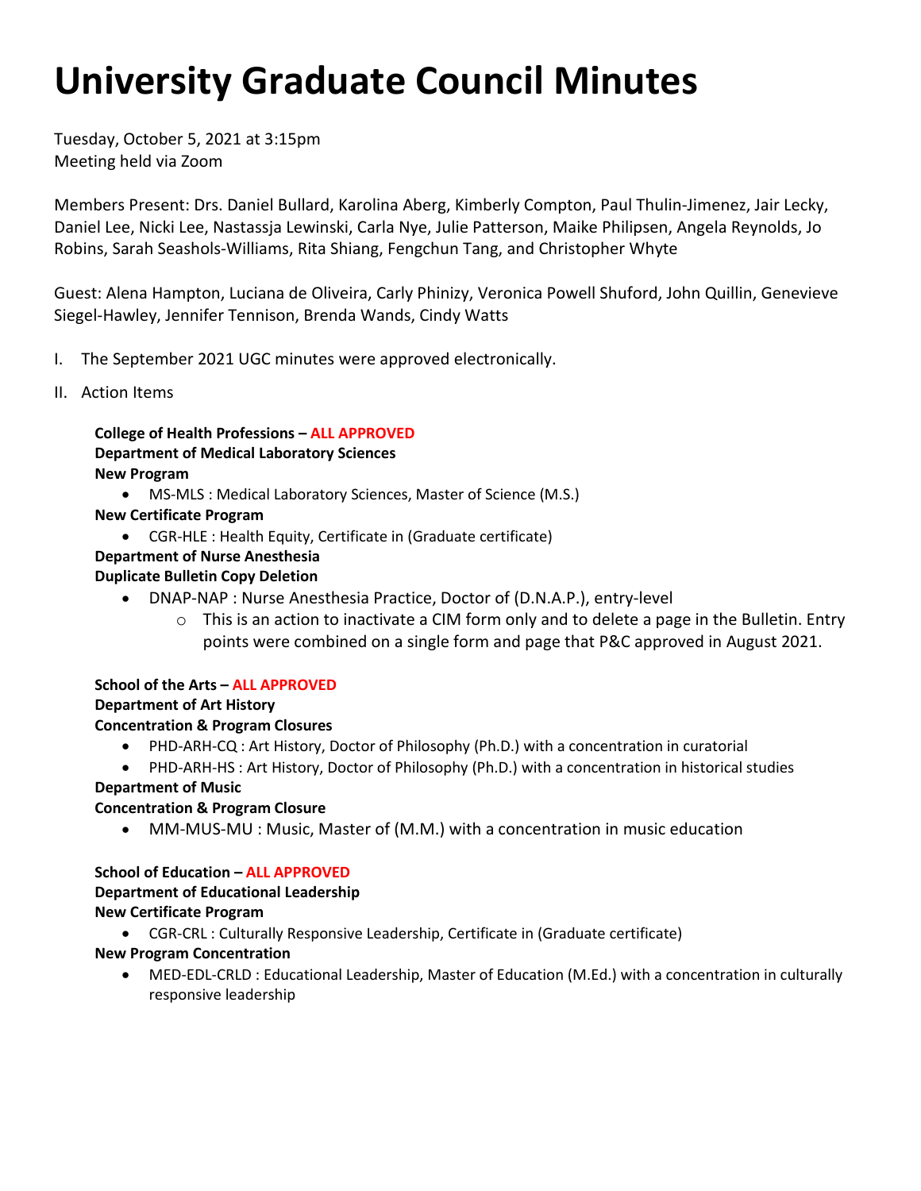# University Graduate Council Minutes

Tuesday, October 5, 2021 at 3:15pm
Meeting held via Zoom

Members Present: Drs. Daniel Bullard, Karolina Aberg, Kimberly Compton, Paul Thulin-Jimenez, Jair Lecky, Daniel Lee, Nicki Lee, Nastassja Lewinski, Carla Nye, Julie Patterson, Maike Philipsen, Angela Reynolds, Jo Robins, Sarah Seashols-Williams, Rita Shiang, Fengchun Tang, and Christopher Whyte

Guest: Alena Hampton, Luciana de Oliveira, Carly Phinizy, Veronica Powell Shuford, John Quillin, Genevieve Siegel-Hawley, Jennifer Tennison, Brenda Wands, Cindy Watts

I. The September 2021 UGC minutes were approved electronically.

II. Action Items

**College of Health Professions – ALL APPROVED**
**Department of Medical Laboratory Sciences**
**New Program**

- MS-MLS : Medical Laboratory Sciences, Master of Science (M.S.)

**New Certificate Program**

- CGR-HLE : Health Equity, Certificate in (Graduate certificate)

**Department of Nurse Anesthesia**
**Duplicate Bulletin Copy Deletion**

- DNAP-NAP : Nurse Anesthesia Practice, Doctor of (D.N.A.P.), entry-level
  - This is an action to inactivate a CIM form only and to delete a page in the Bulletin. Entry points were combined on a single form and page that P&C approved in August 2021.

**School of the Arts – ALL APPROVED**
**Department of Art History**
**Concentration & Program Closures**

- PHD-ARH-CQ : Art History, Doctor of Philosophy (Ph.D.) with a concentration in curatorial
- PHD-ARH-HS : Art History, Doctor of Philosophy (Ph.D.) with a concentration in historical studies

**Department of Music**
**Concentration & Program Closure**

- MM-MUS-MU : Music, Master of (M.M.) with a concentration in music education

**School of Education – ALL APPROVED**
**Department of Educational Leadership**
**New Certificate Program**

- CGR-CRL : Culturally Responsive Leadership, Certificate in (Graduate certificate)

**New Program Concentration**

- MED-EDL-CRLD : Educational Leadership, Master of Education (M.Ed.) with a concentration in culturally responsive leadership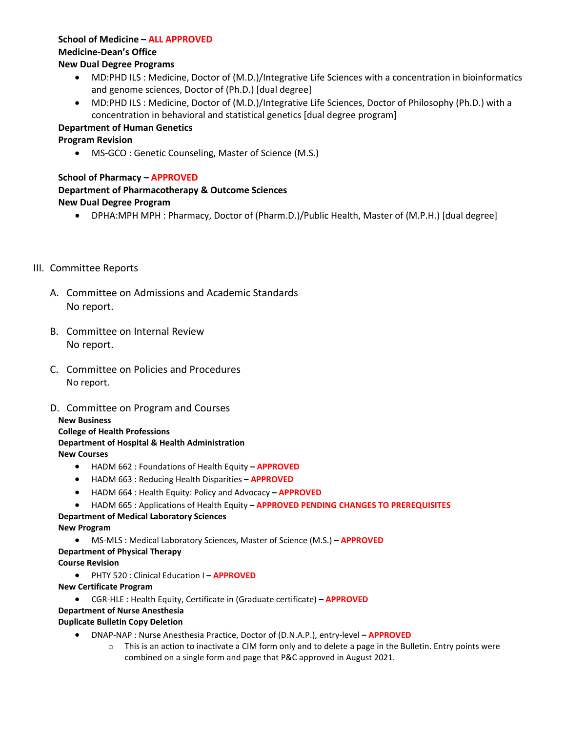**School of Medicine – ALL APPROVED**
**Medicine-Dean's Office**
**New Dual Degree Programs**

- MD:PHD ILS : Medicine, Doctor of (M.D.)/Integrative Life Sciences with a concentration in bioinformatics and genome sciences, Doctor of (Ph.D.) [dual degree]
- MD:PHD ILS : Medicine, Doctor of (M.D.)/Integrative Life Sciences, Doctor of Philosophy (Ph.D.) with a concentration in behavioral and statistical genetics [dual degree program]

**Department of Human Genetics**
**Program Revision**

- MS-GCO : Genetic Counseling, Master of Science (M.S.)

**School of Pharmacy – APPROVED**
**Department of Pharmacotherapy & Outcome Sciences**
**New Dual Degree Program**

- DPHA:MPH MPH : Pharmacy, Doctor of (Pharm.D.)/Public Health, Master of (M.P.H.) [dual degree]

III. Committee Reports

A. Committee on Admissions and Academic Standards
No report.

B. Committee on Internal Review
No report.

C. Committee on Policies and Procedures
No report.

D. Committee on Program and Courses

**New Business**
**College of Health Professions**
**Department of Hospital & Health Administration**
**New Courses**

- HADM 662 : Foundations of Health Equity – **APPROVED**
- HADM 663 : Reducing Health Disparities – **APPROVED**
- HADM 664 : Health Equity: Policy and Advocacy – **APPROVED**
- HADM 665 : Applications of Health Equity – **APPROVED PENDING CHANGES TO PREREQUISITES**

**Department of Medical Laboratory Sciences**
**New Program**

- MS-MLS : Medical Laboratory Sciences, Master of Science (M.S.) – **APPROVED**

**Department of Physical Therapy**
**Course Revision**

- PHTY 520 : Clinical Education I – **APPROVED**

**New Certificate Program**

- CGR-HLE : Health Equity, Certificate in (Graduate certificate) – **APPROVED**

**Department of Nurse Anesthesia**
**Duplicate Bulletin Copy Deletion**

- DNAP-NAP : Nurse Anesthesia Practice, Doctor of (D.N.A.P.), entry-level – **APPROVED**
  - This is an action to inactivate a CIM form only and to delete a page in the Bulletin. Entry points were combined on a single form and page that P&C approved in August 2021.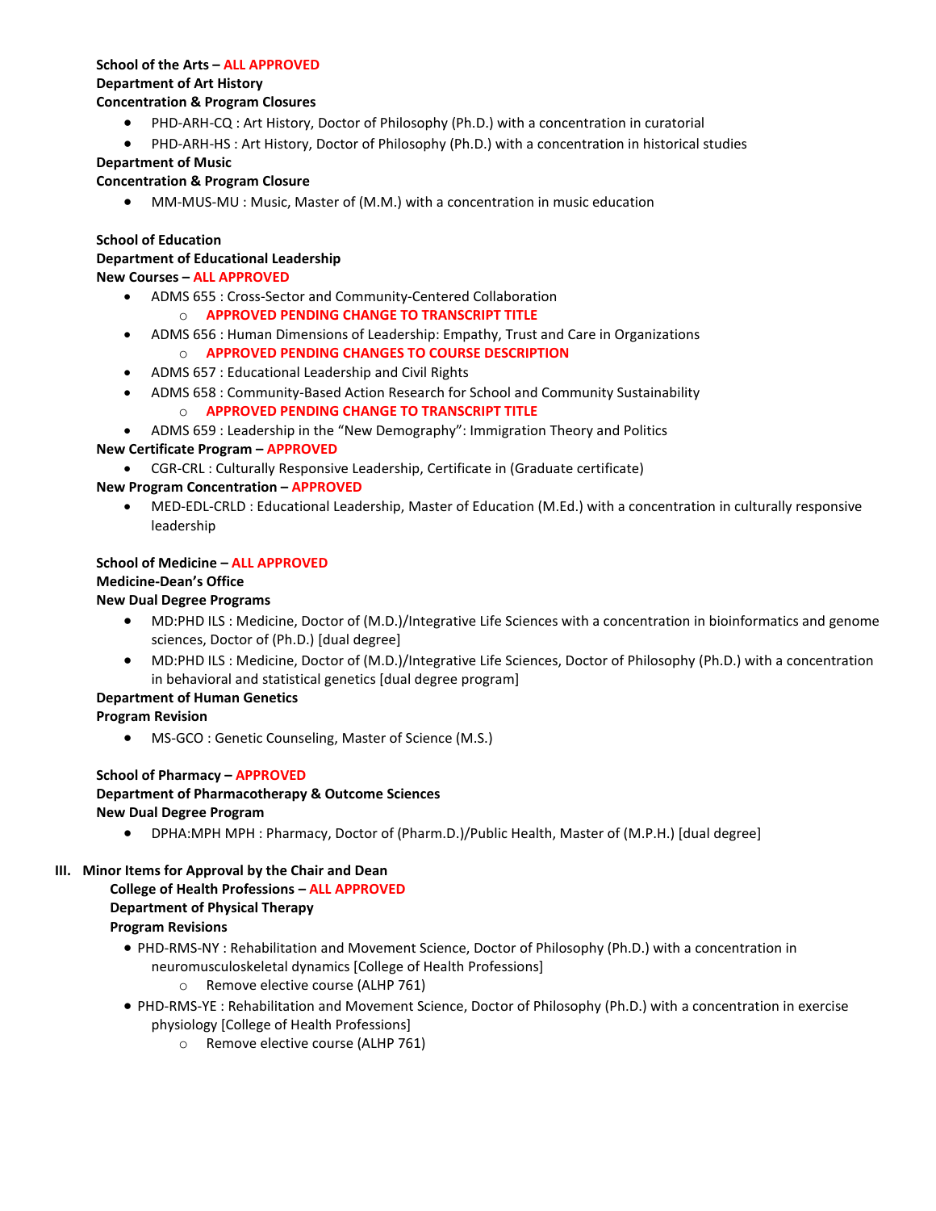**School of the Arts – ALL APPROVED**
**Department of Art History**
**Concentration & Program Closures**

- PHD-ARH-CQ : Art History, Doctor of Philosophy (Ph.D.) with a concentration in curatorial
- PHD-ARH-HS : Art History, Doctor of Philosophy (Ph.D.) with a concentration in historical studies

**Department of Music**
**Concentration & Program Closure**

- MM-MUS-MU : Music, Master of (M.M.) with a concentration in music education

**School of Education**
**Department of Educational Leadership**
**New Courses – ALL APPROVED**

- ADMS 655 : Cross-Sector and Community-Centered Collaboration
  - **APPROVED PENDING CHANGE TO TRANSCRIPT TITLE**
- ADMS 656 : Human Dimensions of Leadership: Empathy, Trust and Care in Organizations
  - **APPROVED PENDING CHANGES TO COURSE DESCRIPTION**
- ADMS 657 : Educational Leadership and Civil Rights
- ADMS 658 : Community-Based Action Research for School and Community Sustainability
  - **APPROVED PENDING CHANGE TO TRANSCRIPT TITLE**
- ADMS 659 : Leadership in the "New Demography": Immigration Theory and Politics

**New Certificate Program – APPROVED**

- CGR-CRL : Culturally Responsive Leadership, Certificate in (Graduate certificate)

**New Program Concentration – APPROVED**

- MED-EDL-CRLD : Educational Leadership, Master of Education (M.Ed.) with a concentration in culturally responsive leadership

**School of Medicine – ALL APPROVED**
**Medicine-Dean's Office**
**New Dual Degree Programs**

- MD:PHD ILS : Medicine, Doctor of (M.D.)/Integrative Life Sciences with a concentration in bioinformatics and genome sciences, Doctor of (Ph.D.) [dual degree]
- MD:PHD ILS : Medicine, Doctor of (M.D.)/Integrative Life Sciences, Doctor of Philosophy (Ph.D.) with a concentration in behavioral and statistical genetics [dual degree program]

**Department of Human Genetics**
**Program Revision**

- MS-GCO : Genetic Counseling, Master of Science (M.S.)

**School of Pharmacy – APPROVED**
**Department of Pharmacotherapy & Outcome Sciences**
**New Dual Degree Program**

- DPHA:MPH MPH : Pharmacy, Doctor of (Pharm.D.)/Public Health, Master of (M.P.H.) [dual degree]

**III. Minor Items for Approval by the Chair and Dean**

**College of Health Professions – ALL APPROVED**
**Department of Physical Therapy**
**Program Revisions**

- PHD-RMS-NY : Rehabilitation and Movement Science, Doctor of Philosophy (Ph.D.) with a concentration in neuromusculoskeletal dynamics [College of Health Professions]
  - Remove elective course (ALHP 761)
- PHD-RMS-YE : Rehabilitation and Movement Science, Doctor of Philosophy (Ph.D.) with a concentration in exercise physiology [College of Health Professions]
  - Remove elective course (ALHP 761)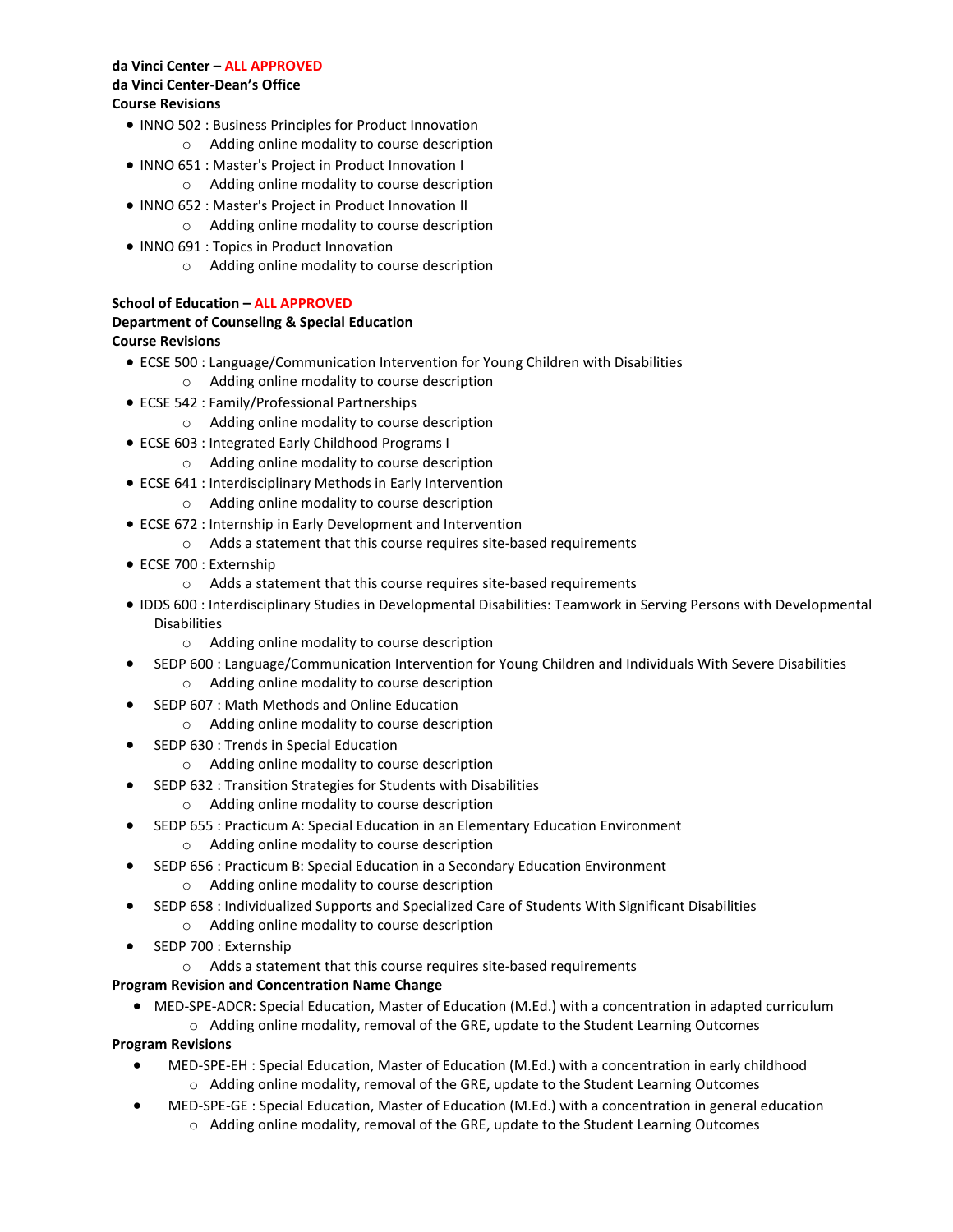**da Vinci Center – ALL APPROVED**
**da Vinci Center-Dean's Office**
**Course Revisions**

- INNO 502 : Business Principles for Product Innovation
  - Adding online modality to course description
- INNO 651 : Master's Project in Product Innovation I
  - Adding online modality to course description
- INNO 652 : Master's Project in Product Innovation II
  - Adding online modality to course description
- INNO 691 : Topics in Product Innovation
  - Adding online modality to course description

**School of Education – ALL APPROVED**
**Department of Counseling & Special Education**
**Course Revisions**

- ECSE 500 : Language/Communication Intervention for Young Children with Disabilities
  - Adding online modality to course description
- ECSE 542 : Family/Professional Partnerships
  - Adding online modality to course description
- ECSE 603 : Integrated Early Childhood Programs I
  - Adding online modality to course description
- ECSE 641 : Interdisciplinary Methods in Early Intervention
  - Adding online modality to course description
- ECSE 672 : Internship in Early Development and Intervention
  - Adds a statement that this course requires site-based requirements
- ECSE 700 : Externship
  - Adds a statement that this course requires site-based requirements
- IDDS 600 : Interdisciplinary Studies in Developmental Disabilities: Teamwork in Serving Persons with Developmental Disabilities
  - Adding online modality to course description
- SEDP 600 : Language/Communication Intervention for Young Children and Individuals With Severe Disabilities
  - Adding online modality to course description
- SEDP 607 : Math Methods and Online Education
  - Adding online modality to course description
- SEDP 630 : Trends in Special Education
  - Adding online modality to course description
- SEDP 632 : Transition Strategies for Students with Disabilities
  - Adding online modality to course description
- SEDP 655 : Practicum A: Special Education in an Elementary Education Environment
  - Adding online modality to course description
- SEDP 656 : Practicum B: Special Education in a Secondary Education Environment
  - Adding online modality to course description
- SEDP 658 : Individualized Supports and Specialized Care of Students With Significant Disabilities
  - Adding online modality to course description
- SEDP 700 : Externship
  - Adds a statement that this course requires site-based requirements

**Program Revision and Concentration Name Change**

- MED-SPE-ADCR: Special Education, Master of Education (M.Ed.) with a concentration in adapted curriculum
  - Adding online modality, removal of the GRE, update to the Student Learning Outcomes

**Program Revisions**

- MED-SPE-EH : Special Education, Master of Education (M.Ed.) with a concentration in early childhood
  - Adding online modality, removal of the GRE, update to the Student Learning Outcomes
- MED-SPE-GE : Special Education, Master of Education (M.Ed.) with a concentration in general education
  - Adding online modality, removal of the GRE, update to the Student Learning Outcomes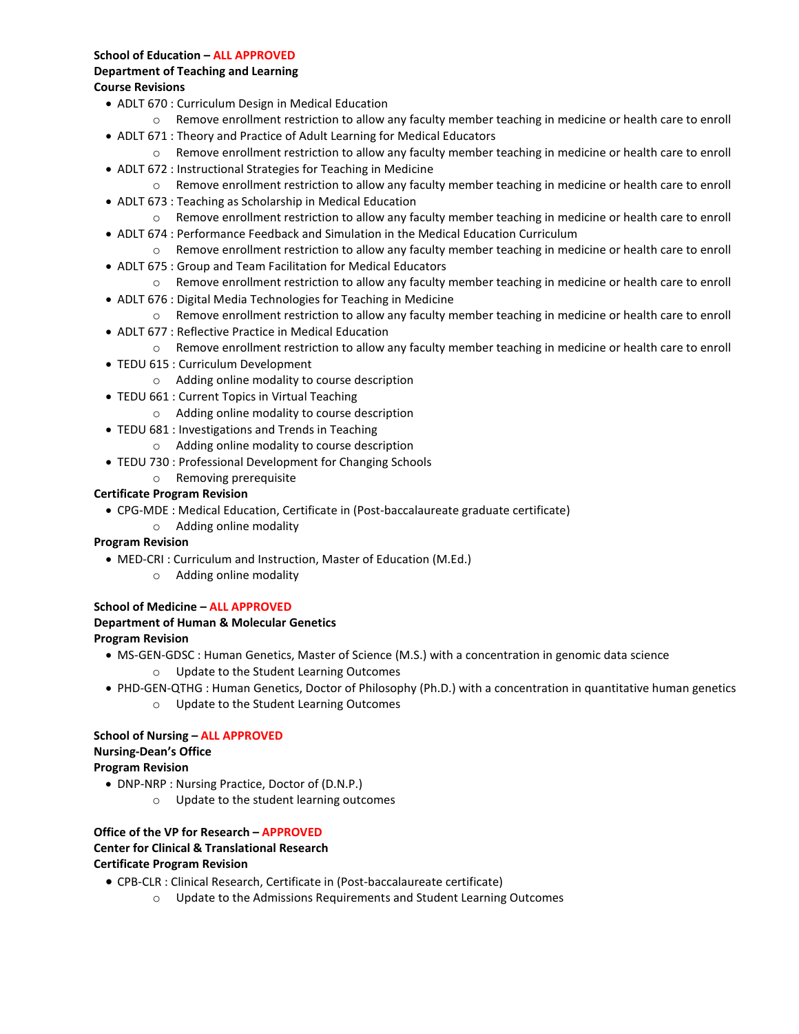**School of Education – ALL APPROVED**
**Department of Teaching and Learning**
**Course Revisions**

- ADLT 670 : Curriculum Design in Medical Education
  - Remove enrollment restriction to allow any faculty member teaching in medicine or health care to enroll
- ADLT 671 : Theory and Practice of Adult Learning for Medical Educators
  - Remove enrollment restriction to allow any faculty member teaching in medicine or health care to enroll
- ADLT 672 : Instructional Strategies for Teaching in Medicine
  - Remove enrollment restriction to allow any faculty member teaching in medicine or health care to enroll
- ADLT 673 : Teaching as Scholarship in Medical Education
  - Remove enrollment restriction to allow any faculty member teaching in medicine or health care to enroll
- ADLT 674 : Performance Feedback and Simulation in the Medical Education Curriculum
  - Remove enrollment restriction to allow any faculty member teaching in medicine or health care to enroll
- ADLT 675 : Group and Team Facilitation for Medical Educators
  - Remove enrollment restriction to allow any faculty member teaching in medicine or health care to enroll
- ADLT 676 : Digital Media Technologies for Teaching in Medicine
  - Remove enrollment restriction to allow any faculty member teaching in medicine or health care to enroll
- ADLT 677 : Reflective Practice in Medical Education
  - Remove enrollment restriction to allow any faculty member teaching in medicine or health care to enroll
- TEDU 615 : Curriculum Development
  - Adding online modality to course description
- TEDU 661 : Current Topics in Virtual Teaching
  - Adding online modality to course description
- TEDU 681 : Investigations and Trends in Teaching
  - Adding online modality to course description
- TEDU 730 : Professional Development for Changing Schools
  - Removing prerequisite

**Certificate Program Revision**

- CPG-MDE : Medical Education, Certificate in (Post-baccalaureate graduate certificate)
  - Adding online modality

**Program Revision**

- MED-CRI : Curriculum and Instruction, Master of Education (M.Ed.)
  - Adding online modality

**School of Medicine – ALL APPROVED**
**Department of Human & Molecular Genetics**
**Program Revision**

- MS-GEN-GDSC : Human Genetics, Master of Science (M.S.) with a concentration in genomic data science
  - Update to the Student Learning Outcomes
- PHD-GEN-QTHG : Human Genetics, Doctor of Philosophy (Ph.D.) with a concentration in quantitative human genetics
  - Update to the Student Learning Outcomes

**School of Nursing – ALL APPROVED**
**Nursing-Dean's Office**
**Program Revision**

- DNP-NRP : Nursing Practice, Doctor of (D.N.P.)
  - Update to the student learning outcomes

**Office of the VP for Research – APPROVED**
**Center for Clinical & Translational Research**
**Certificate Program Revision**

- CPB-CLR : Clinical Research, Certificate in (Post-baccalaureate certificate)
  - Update to the Admissions Requirements and Student Learning Outcomes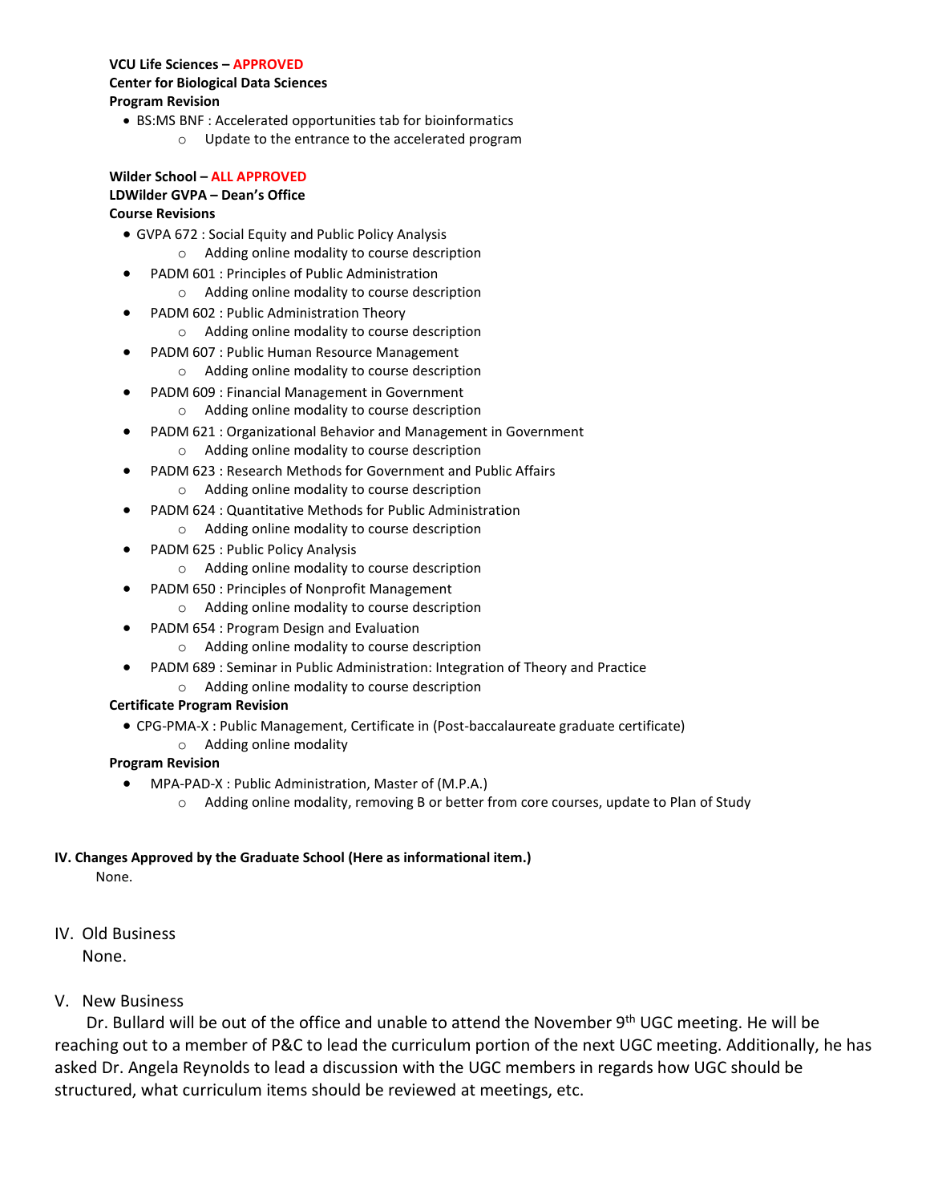**VCU Life Sciences – APPROVED**
**Center for Biological Data Sciences**
**Program Revision**

- BS:MS BNF : Accelerated opportunities tab for bioinformatics
    - Update to the entrance to the accelerated program

**Wilder School – ALL APPROVED**
**LDWilder GVPA – Dean's Office**
**Course Revisions**

- GVPA 672 : Social Equity and Public Policy Analysis
    - Adding online modality to course description
- PADM 601 : Principles of Public Administration
    - Adding online modality to course description
- PADM 602 : Public Administration Theory
    - Adding online modality to course description
- PADM 607 : Public Human Resource Management
    - Adding online modality to course description
- PADM 609 : Financial Management in Government
    - Adding online modality to course description
- PADM 621 : Organizational Behavior and Management in Government
    - Adding online modality to course description
- PADM 623 : Research Methods for Government and Public Affairs
    - Adding online modality to course description
- PADM 624 : Quantitative Methods for Public Administration
    - Adding online modality to course description
- PADM 625 : Public Policy Analysis
    - Adding online modality to course description
- PADM 650 : Principles of Nonprofit Management
    - Adding online modality to course description
- PADM 654 : Program Design and Evaluation
    - Adding online modality to course description
- PADM 689 : Seminar in Public Administration: Integration of Theory and Practice
    - Adding online modality to course description

**Certificate Program Revision**

- CPG-PMA-X : Public Management, Certificate in (Post-baccalaureate graduate certificate)
    - Adding online modality

**Program Revision**

- MPA-PAD-X : Public Administration, Master of (M.P.A.)
    - Adding online modality, removing B or better from core courses, update to Plan of Study

**IV. Changes Approved by the Graduate School (Here as informational item.)**

None.

## IV. Old Business

None.

## V. New Business

Dr. Bullard will be out of the office and unable to attend the November 9th UGC meeting. He will be reaching out to a member of P&C to lead the curriculum portion of the next UGC meeting. Additionally, he has asked Dr. Angela Reynolds to lead a discussion with the UGC members in regards how UGC should be structured, what curriculum items should be reviewed at meetings, etc.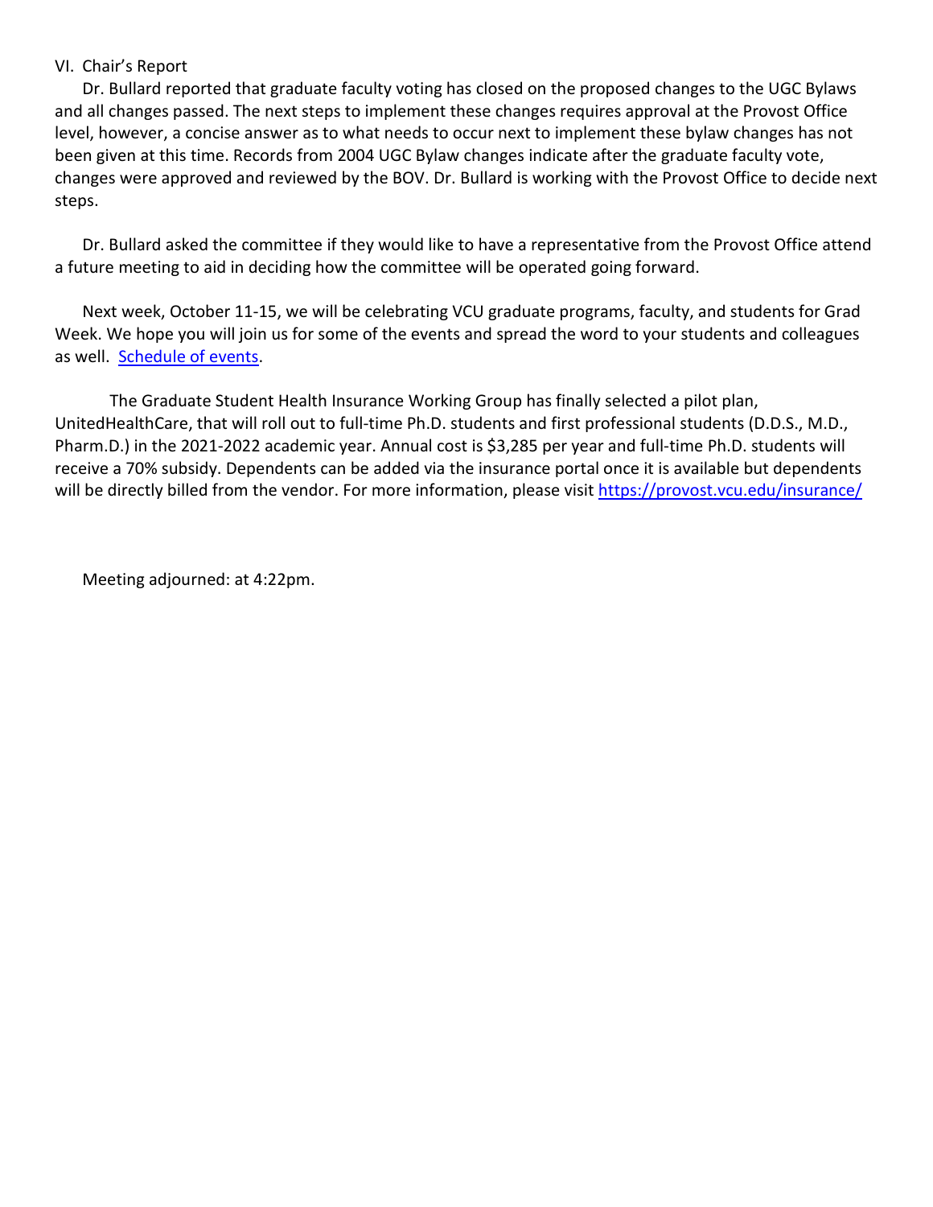VI. Chair's Report

Dr. Bullard reported that graduate faculty voting has closed on the proposed changes to the UGC Bylaws and all changes passed. The next steps to implement these changes requires approval at the Provost Office level, however, a concise answer as to what needs to occur next to implement these bylaw changes has not been given at this time. Records from 2004 UGC Bylaw changes indicate after the graduate faculty vote, changes were approved and reviewed by the BOV. Dr. Bullard is working with the Provost Office to decide next steps.

Dr. Bullard asked the committee if they would like to have a representative from the Provost Office attend a future meeting to aid in deciding how the committee will be operated going forward.

Next week, October 11-15, we will be celebrating VCU graduate programs, faculty, and students for Grad Week. We hope you will join us for some of the events and spread the word to your students and colleagues as well. Schedule of events.

The Graduate Student Health Insurance Working Group has finally selected a pilot plan, UnitedHealthCare, that will roll out to full-time Ph.D. students and first professional students (D.D.S., M.D., Pharm.D.) in the 2021-2022 academic year. Annual cost is $3,285 per year and full-time Ph.D. students will receive a 70% subsidy. Dependents can be added via the insurance portal once it is available but dependents will be directly billed from the vendor. For more information, please visit https://provost.vcu.edu/insurance/

Meeting adjourned: at 4:22pm.